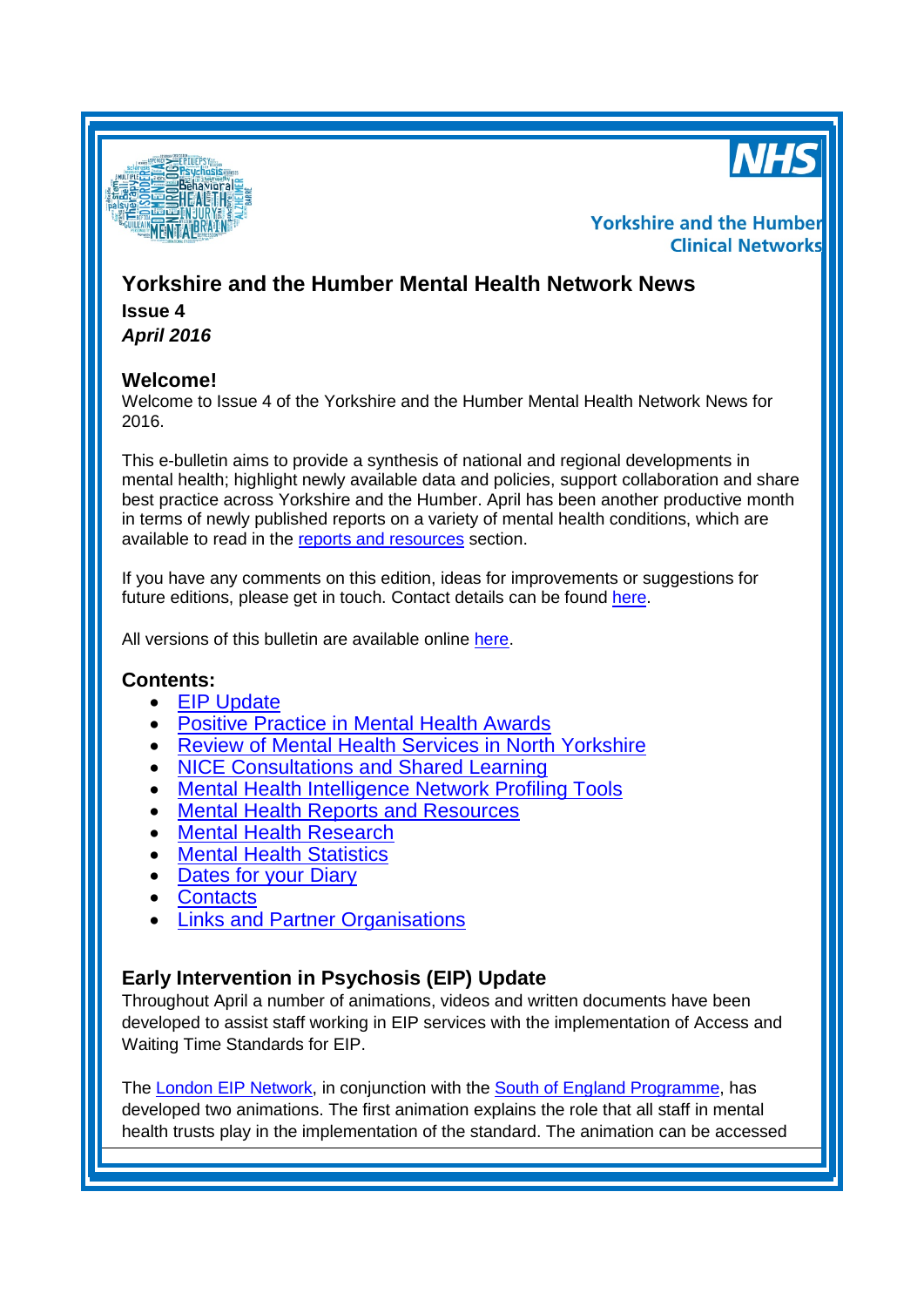Yorkshire and the Humber Clinical Networks

# Yorkshire and the Humber Mental Health Network News

**Issue 4**

***April 2016***

## Welcome!

Welcome to Issue 4 of the Yorkshire and the Humber Mental Health Network News for 2016.

This e-bulletin aims to provide a synthesis of national and regional developments in mental health; highlight newly available data and policies, support collaboration and share best practice across Yorkshire and the Humber. April has been another productive month in terms of newly published reports on a variety of mental health conditions, which are available to read in the reports and resources section.

If you have any comments on this edition, ideas for improvements or suggestions for future editions, please get in touch. Contact details can be found here.

All versions of this bulletin are available online here.

## Contents:

- EIP Update
- Positive Practice in Mental Health Awards
- Review of Mental Health Services in North Yorkshire
- NICE Consultations and Shared Learning
- Mental Health Intelligence Network Profiling Tools
- Mental Health Reports and Resources
- Mental Health Research
- Mental Health Statistics
- Dates for your Diary
- Contacts
- Links and Partner Organisations

## Early Intervention in Psychosis (EIP) Update

Throughout April a number of animations, videos and written documents have been developed to assist staff working in EIP services with the implementation of Access and Waiting Time Standards for EIP.

The London EIP Network, in conjunction with the South of England Programme, has developed two animations. The first animation explains the role that all staff in mental health trusts play in the implementation of the standard. The animation can be accessed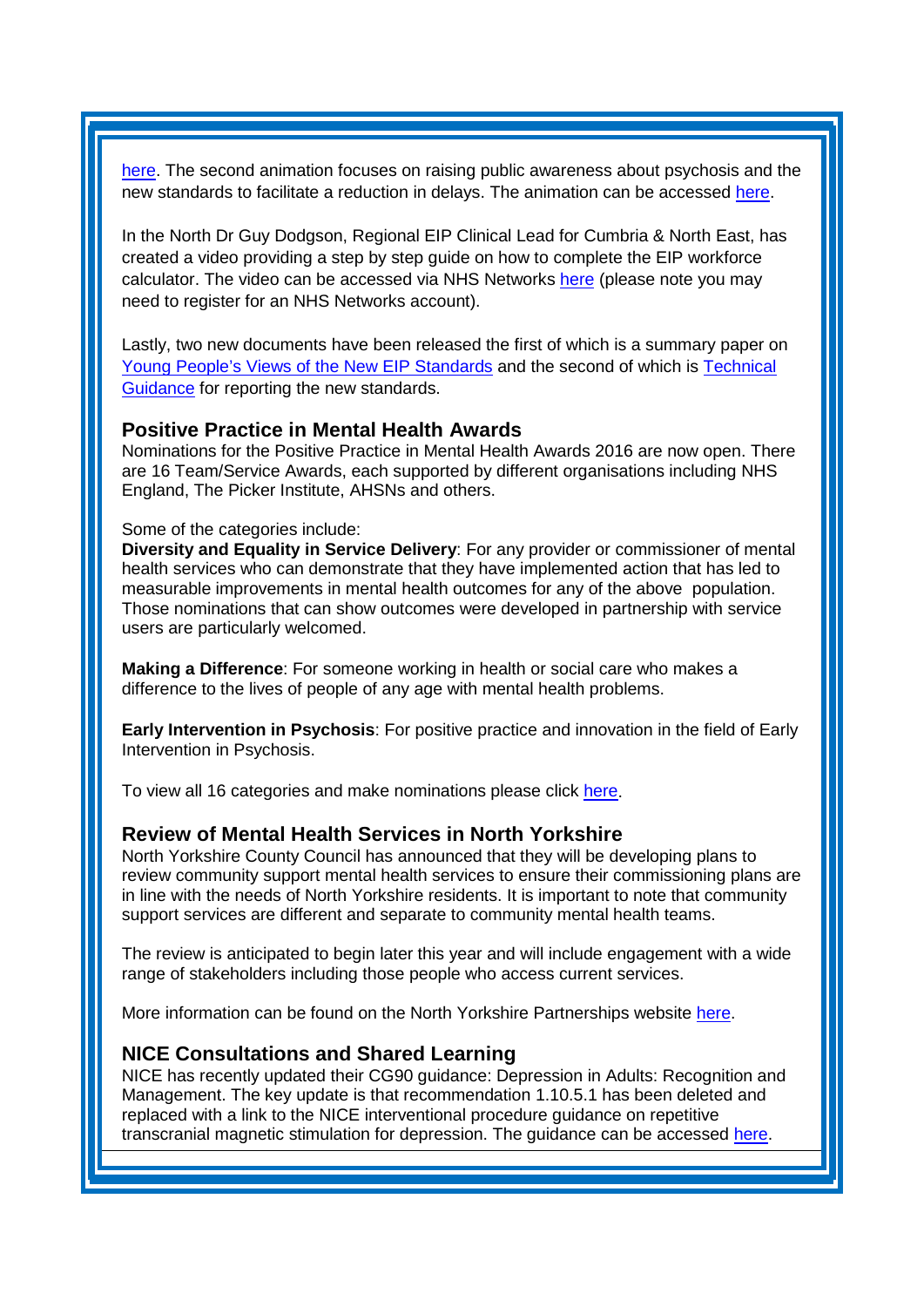here. The second animation focuses on raising public awareness about psychosis and the new standards to facilitate a reduction in delays. The animation can be accessed here.

In the North Dr Guy Dodgson, Regional EIP Clinical Lead for Cumbria & North East, has created a video providing a step by step guide on how to complete the EIP workforce calculator. The video can be accessed via NHS Networks here (please note you may need to register for an NHS Networks account).

Lastly, two new documents have been released the first of which is a summary paper on Young People's Views of the New EIP Standards and the second of which is Technical Guidance for reporting the new standards.

### Positive Practice in Mental Health Awards

Nominations for the Positive Practice in Mental Health Awards 2016 are now open. There are 16 Team/Service Awards, each supported by different organisations including NHS England, The Picker Institute, AHSNs and others.

Some of the categories include:

**Diversity and Equality in Service Delivery**: For any provider or commissioner of mental health services who can demonstrate that they have implemented action that has led to measurable improvements in mental health outcomes for any of the above population. Those nominations that can show outcomes were developed in partnership with service users are particularly welcomed.

**Making a Difference**: For someone working in health or social care who makes a difference to the lives of people of any age with mental health problems.

**Early Intervention in Psychosis**: For positive practice and innovation in the field of Early Intervention in Psychosis.

To view all 16 categories and make nominations please click here.

### Review of Mental Health Services in North Yorkshire

North Yorkshire County Council has announced that they will be developing plans to review community support mental health services to ensure their commissioning plans are in line with the needs of North Yorkshire residents. It is important to note that community support services are different and separate to community mental health teams.

The review is anticipated to begin later this year and will include engagement with a wide range of stakeholders including those people who access current services.

More information can be found on the North Yorkshire Partnerships website here.

### NICE Consultations and Shared Learning

NICE has recently updated their CG90 guidance: Depression in Adults: Recognition and Management. The key update is that recommendation 1.10.5.1 has been deleted and replaced with a link to the NICE interventional procedure guidance on repetitive transcranial magnetic stimulation for depression. The guidance can be accessed here.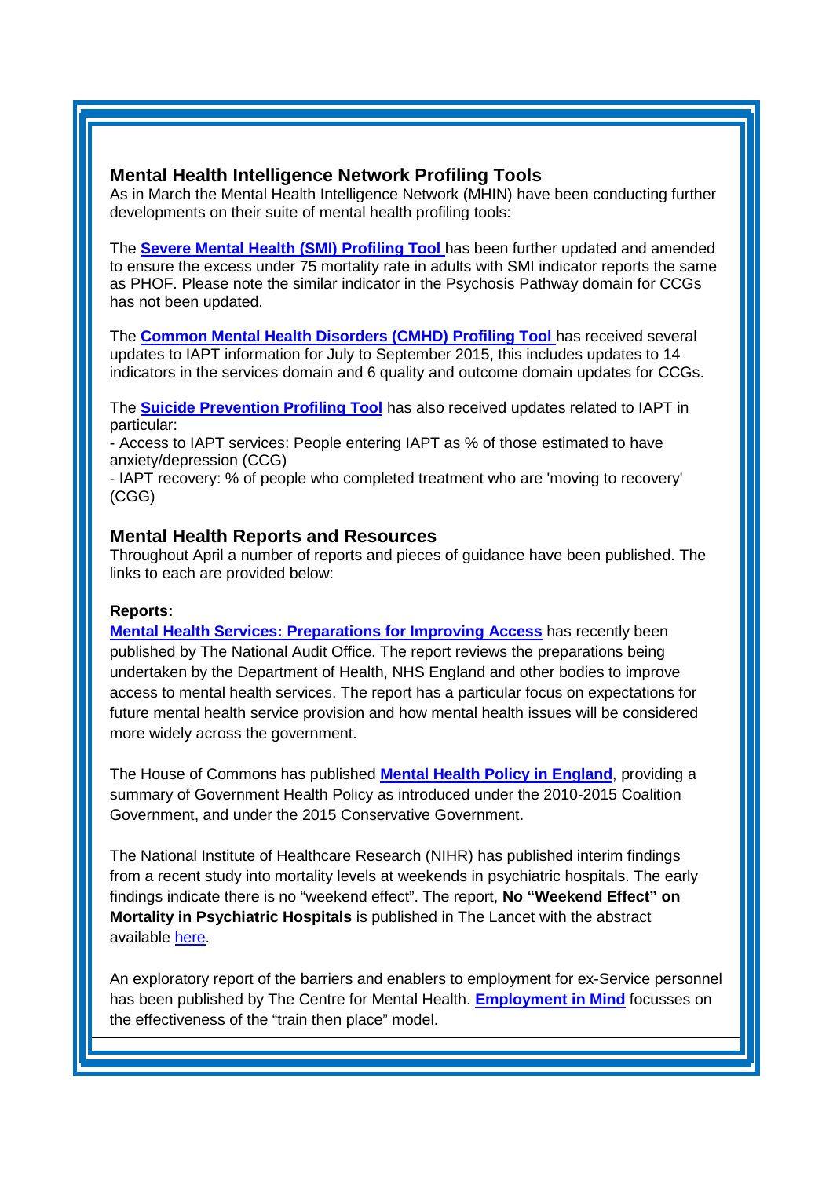## Mental Health Intelligence Network Profiling Tools

As in March the Mental Health Intelligence Network (MHIN) have been conducting further developments on their suite of mental health profiling tools:

The **Severe Mental Health (SMI) Profiling Tool** has been further updated and amended to ensure the excess under 75 mortality rate in adults with SMI indicator reports the same as PHOF. Please note the similar indicator in the Psychosis Pathway domain for CCGs has not been updated.

The **Common Mental Health Disorders (CMHD) Profiling Tool** has received several updates to IAPT information for July to September 2015, this includes updates to 14 indicators in the services domain and 6 quality and outcome domain updates for CCGs.

The **Suicide Prevention Profiling Tool** has also received updates related to IAPT in particular:

- Access to IAPT services: People entering IAPT as % of those estimated to have anxiety/depression (CCG)
- IAPT recovery: % of people who completed treatment who are 'moving to recovery' (CGG)

## Mental Health Reports and Resources

Throughout April a number of reports and pieces of guidance have been published. The links to each are provided below:

**Reports:**

**Mental Health Services: Preparations for Improving Access** has recently been published by The National Audit Office. The report reviews the preparations being undertaken by the Department of Health, NHS England and other bodies to improve access to mental health services. The report has a particular focus on expectations for future mental health service provision and how mental health issues will be considered more widely across the government.

The House of Commons has published **Mental Health Policy in England**, providing a summary of Government Health Policy as introduced under the 2010-2015 Coalition Government, and under the 2015 Conservative Government.

The National Institute of Healthcare Research (NIHR) has published interim findings from a recent study into mortality levels at weekends in psychiatric hospitals. The early findings indicate there is no "weekend effect". The report, **No "Weekend Effect" on Mortality in Psychiatric Hospitals** is published in The Lancet with the abstract available here.

An exploratory report of the barriers and enablers to employment for ex-Service personnel has been published by The Centre for Mental Health. **Employment in Mind** focusses on the effectiveness of the "train then place" model.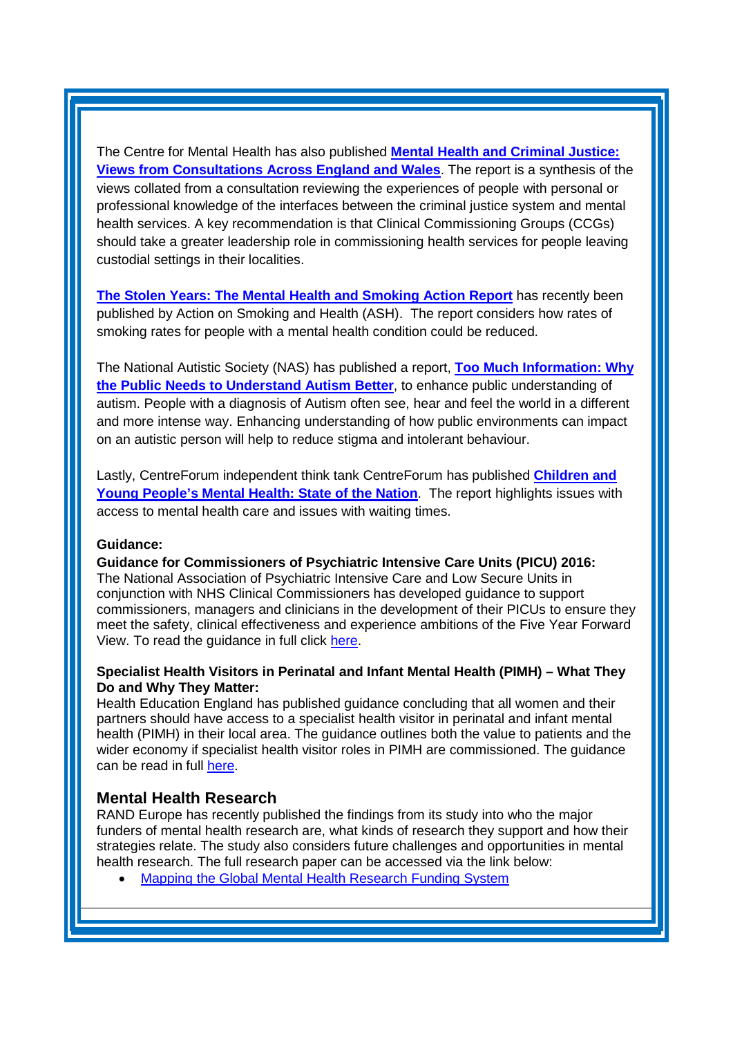The Centre for Mental Health has also published **Mental Health and Criminal Justice: Views from Consultations Across England and Wales**. The report is a synthesis of the views collated from a consultation reviewing the experiences of people with personal or professional knowledge of the interfaces between the criminal justice system and mental health services. A key recommendation is that Clinical Commissioning Groups (CCGs) should take a greater leadership role in commissioning health services for people leaving custodial settings in their localities.

**The Stolen Years: The Mental Health and Smoking Action Report** has recently been published by Action on Smoking and Health (ASH). The report considers how rates of smoking rates for people with a mental health condition could be reduced.

The National Autistic Society (NAS) has published a report, **Too Much Information: Why the Public Needs to Understand Autism Better**, to enhance public understanding of autism. People with a diagnosis of Autism often see, hear and feel the world in a different and more intense way. Enhancing understanding of how public environments can impact on an autistic person will help to reduce stigma and intolerant behaviour.

Lastly, CentreForum independent think tank CentreForum has published **Children and Young People's Mental Health: State of the Nation**. The report highlights issues with access to mental health care and issues with waiting times.

**Guidance:**

**Guidance for Commissioners of Psychiatric Intensive Care Units (PICU) 2016:**
The National Association of Psychiatric Intensive Care and Low Secure Units in conjunction with NHS Clinical Commissioners has developed guidance to support commissioners, managers and clinicians in the development of their PICUs to ensure they meet the safety, clinical effectiveness and experience ambitions of the Five Year Forward View. To read the guidance in full click here.

**Specialist Health Visitors in Perinatal and Infant Mental Health (PIMH) – What They Do and Why They Matter:**
Health Education England has published guidance concluding that all women and their partners should have access to a specialist health visitor in perinatal and infant mental health (PIMH) in their local area. The guidance outlines both the value to patients and the wider economy if specialist health visitor roles in PIMH are commissioned. The guidance can be read in full here.

## Mental Health Research

RAND Europe has recently published the findings from its study into who the major funders of mental health research are, what kinds of research they support and how their strategies relate. The study also considers future challenges and opportunities in mental health research. The full research paper can be accessed via the link below:

- Mapping the Global Mental Health Research Funding System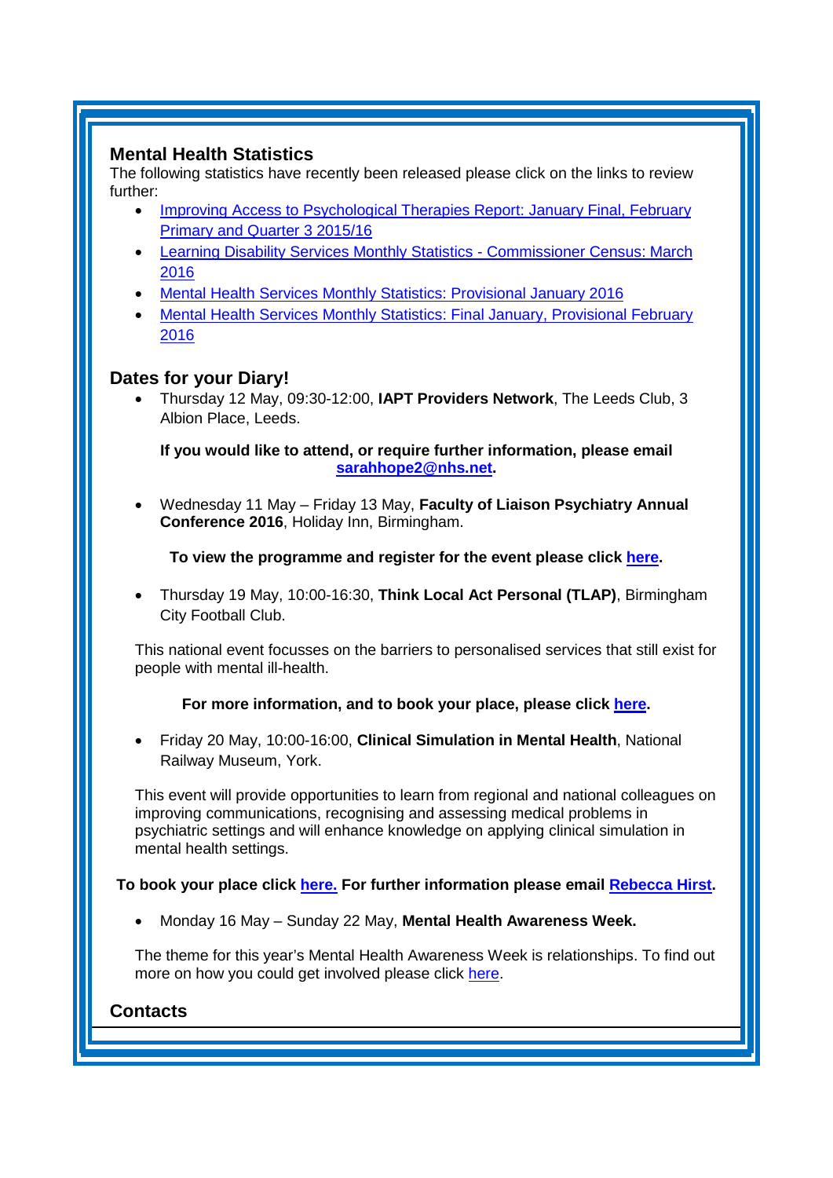## Mental Health Statistics

The following statistics have recently been released please click on the links to review further:

- Improving Access to Psychological Therapies Report: January Final, February Primary and Quarter 3 2015/16
- Learning Disability Services Monthly Statistics - Commissioner Census: March 2016
- Mental Health Services Monthly Statistics: Provisional January 2016
- Mental Health Services Monthly Statistics: Final January, Provisional February 2016

## Dates for your Diary!

- Thursday 12 May, 09:30-12:00, **IAPT Providers Network**, The Leeds Club, 3 Albion Place, Leeds.

  **If you would like to attend, or require further information, please email sarahhope2@nhs.net.**

- Wednesday 11 May – Friday 13 May, **Faculty of Liaison Psychiatry Annual Conference 2016**, Holiday Inn, Birmingham.

  **To view the programme and register for the event please click here.**

- Thursday 19 May, 10:00-16:30, **Think Local Act Personal (TLAP)**, Birmingham City Football Club.

  This national event focusses on the barriers to personalised services that still exist for people with mental ill-health.

  **For more information, and to book your place, please click here.**

- Friday 20 May, 10:00-16:00, **Clinical Simulation in Mental Health**, National Railway Museum, York.

  This event will provide opportunities to learn from regional and national colleagues on improving communications, recognising and assessing medical problems in psychiatric settings and will enhance knowledge on applying clinical simulation in mental health settings.

  **To book your place click here. For further information please email Rebecca Hirst.**

- Monday 16 May – Sunday 22 May, **Mental Health Awareness Week.**

  The theme for this year's Mental Health Awareness Week is relationships. To find out more on how you could get involved please click here.

## Contacts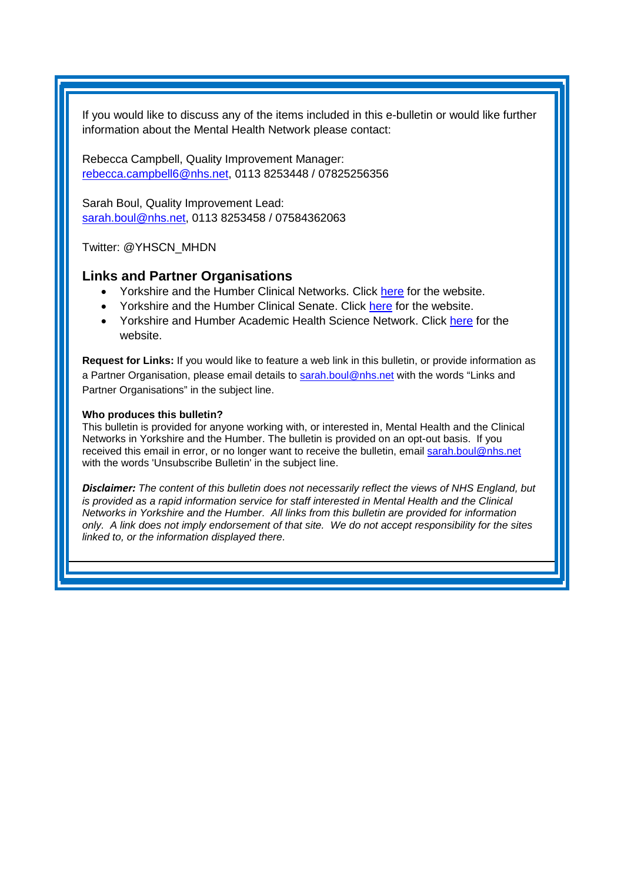If you would like to discuss any of the items included in this e-bulletin or would like further information about the Mental Health Network please contact:

Rebecca Campbell, Quality Improvement Manager:
rebecca.campbell6@nhs.net, 0113 8253448 / 07825256356

Sarah Boul, Quality Improvement Lead:
sarah.boul@nhs.net, 0113 8253458 / 07584362063

Twitter: @YHSCN_MHDN

## Links and Partner Organisations

- Yorkshire and the Humber Clinical Networks. Click here for the website.
- Yorkshire and the Humber Clinical Senate. Click here for the website.
- Yorkshire and Humber Academic Health Science Network. Click here for the website.

**Request for Links:** If you would like to feature a web link in this bulletin, or provide information as a Partner Organisation, please email details to sarah.boul@nhs.net with the words "Links and Partner Organisations" in the subject line.

**Who produces this bulletin?**
This bulletin is provided for anyone working with, or interested in, Mental Health and the Clinical Networks in Yorkshire and the Humber. The bulletin is provided on an opt-out basis. If you received this email in error, or no longer want to receive the bulletin, email sarah.boul@nhs.net with the words 'Unsubscribe Bulletin' in the subject line.

***Disclaimer:*** *The content of this bulletin does not necessarily reflect the views of NHS England, but is provided as a rapid information service for staff interested in Mental Health and the Clinical Networks in Yorkshire and the Humber. All links from this bulletin are provided for information only. A link does not imply endorsement of that site. We do not accept responsibility for the sites linked to, or the information displayed there.*